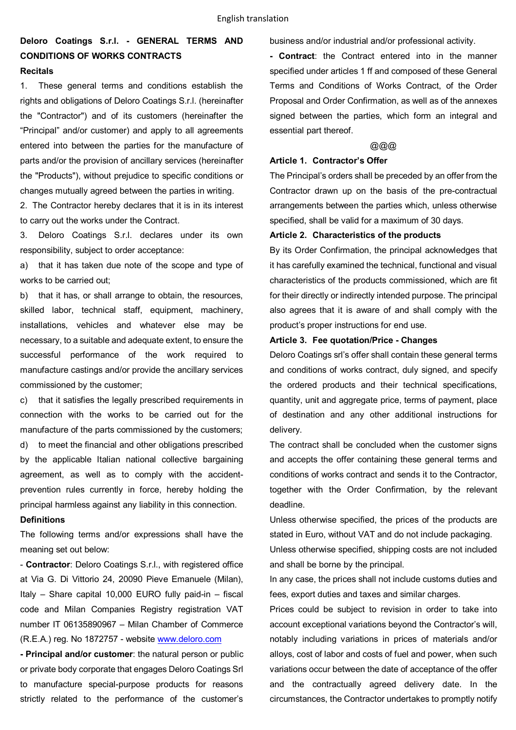English translation

**Deloro Coatings S.r.l. - GENERAL TERMS AND CONDITIONS OF WORKS CONTRACTS**

**Recitals**

1. These general terms and conditions establish the rights and obligations of Deloro Coatings S.r.l. (hereinafter the "Contractor") and of its customers (hereinafter the "Principal" and/or customer) and apply to all agreements entered into between the parties for the manufacture of parts and/or the provision of ancillary services (hereinafter the "Products"), without prejudice to specific conditions or changes mutually agreed between the parties in writing.

2. The Contractor hereby declares that it is in its interest to carry out the works under the Contract.

3. Deloro Coatings S.r.l. declares under its own responsibility, subject to order acceptance:

a) that it has taken due note of the scope and type of works to be carried out;

b) that it has, or shall arrange to obtain, the resources, skilled labor, technical staff, equipment, machinery, installations, vehicles and whatever else may be necessary, to a suitable and adequate extent, to ensure the successful performance of the work required to manufacture castings and/or provide the ancillary services commissioned by the customer;

c) that it satisfies the legally prescribed requirements in connection with the works to be carried out for the manufacture of the parts commissioned by the customers;

d) to meet the financial and other obligations prescribed by the applicable Italian national collective bargaining agreement, as well as to comply with the accident-prevention rules currently in force, hereby holding the principal harmless against any liability in this connection.

**Definitions**

The following terms and/or expressions shall have the meaning set out below:

- **Contractor**: Deloro Coatings S.r.l., with registered office at Via G. Di Vittorio 24, 20090 Pieve Emanuele (Milan), Italy – Share capital 10,000 EURO fully paid-in – fiscal code and Milan Companies Registry registration VAT number IT 06135890967 – Milan Chamber of Commerce (R.E.A.) reg. No 1872757 - website www.deloro.com

**- Principal and/or customer**: the natural person or public or private body corporate that engages Deloro Coatings Srl to manufacture special-purpose products for reasons strictly related to the performance of the customer's business and/or industrial and/or professional activity.

**- Contract**: the Contract entered into in the manner specified under articles 1 ff and composed of these General Terms and Conditions of Works Contract, of the Order Proposal and Order Confirmation, as well as of the annexes signed between the parties, which form an integral and essential part thereof.

@@@

**Article 1. Contractor's Offer**

The Principal's orders shall be preceded by an offer from the Contractor drawn up on the basis of the pre-contractual arrangements between the parties which, unless otherwise specified, shall be valid for a maximum of 30 days.

**Article 2. Characteristics of the products**

By its Order Confirmation, the principal acknowledges that it has carefully examined the technical, functional and visual characteristics of the products commissioned, which are fit for their directly or indirectly intended purpose. The principal also agrees that it is aware of and shall comply with the product's proper instructions for end use.

**Article 3. Fee quotation/Price - Changes**

Deloro Coatings srl's offer shall contain these general terms and conditions of works contract, duly signed, and specify the ordered products and their technical specifications, quantity, unit and aggregate price, terms of payment, place of destination and any other additional instructions for delivery.

The contract shall be concluded when the customer signs and accepts the offer containing these general terms and conditions of works contract and sends it to the Contractor, together with the Order Confirmation, by the relevant deadline.

Unless otherwise specified, the prices of the products are stated in Euro, without VAT and do not include packaging.

Unless otherwise specified, shipping costs are not included and shall be borne by the principal.

In any case, the prices shall not include customs duties and fees, export duties and taxes and similar charges.

Prices could be subject to revision in order to take into account exceptional variations beyond the Contractor's will, notably including variations in prices of materials and/or alloys, cost of labor and costs of fuel and power, when such variations occur between the date of acceptance of the offer and the contractually agreed delivery date. In the circumstances, the Contractor undertakes to promptly notify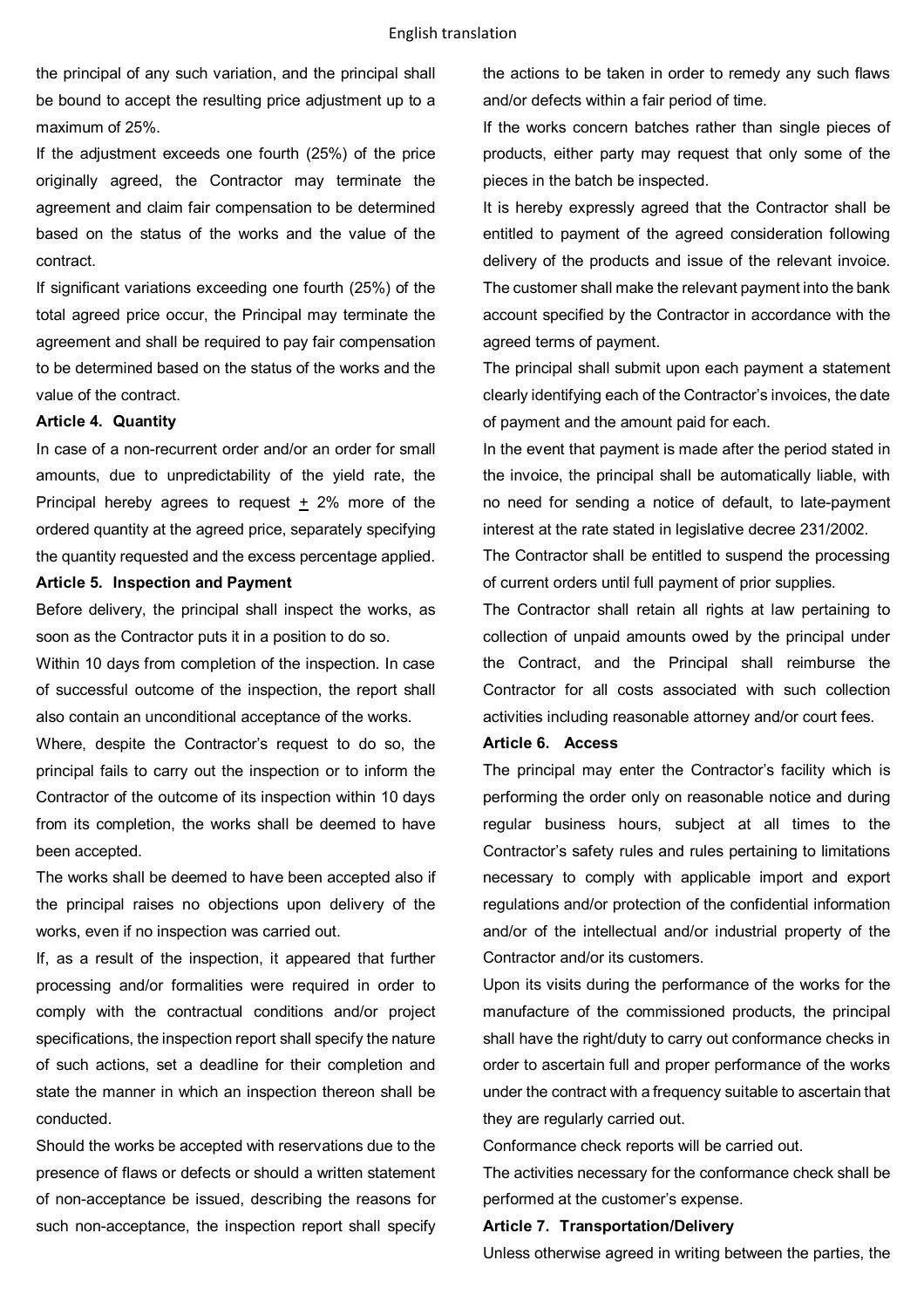the principal of any such variation, and the principal shall be bound to accept the resulting price adjustment up to a maximum of 25%.

If the adjustment exceeds one fourth (25%) of the price originally agreed, the Contractor may terminate the agreement and claim fair compensation to be determined based on the status of the works and the value of the contract.

If significant variations exceeding one fourth (25%) of the total agreed price occur, the Principal may terminate the agreement and shall be required to pay fair compensation to be determined based on the status of the works and the value of the contract.

**Article 4. Quantity**

In case of a non-recurrent order and/or an order for small amounts, due to unpredictability of the yield rate, the Principal hereby agrees to request ± 2% more of the ordered quantity at the agreed price, separately specifying the quantity requested and the excess percentage applied.

**Article 5. Inspection and Payment**

Before delivery, the principal shall inspect the works, as soon as the Contractor puts it in a position to do so.

Within 10 days from completion of the inspection. In case of successful outcome of the inspection, the report shall also contain an unconditional acceptance of the works.

Where, despite the Contractor's request to do so, the principal fails to carry out the inspection or to inform the Contractor of the outcome of its inspection within 10 days from its completion, the works shall be deemed to have been accepted.

The works shall be deemed to have been accepted also if the principal raises no objections upon delivery of the works, even if no inspection was carried out.

If, as a result of the inspection, it appeared that further processing and/or formalities were required in order to comply with the contractual conditions and/or project specifications, the inspection report shall specify the nature of such actions, set a deadline for their completion and state the manner in which an inspection thereon shall be conducted.

Should the works be accepted with reservations due to the presence of flaws or defects or should a written statement of non-acceptance be issued, describing the reasons for such non-acceptance, the inspection report shall specify the actions to be taken in order to remedy any such flaws and/or defects within a fair period of time.

If the works concern batches rather than single pieces of products, either party may request that only some of the pieces in the batch be inspected.

It is hereby expressly agreed that the Contractor shall be entitled to payment of the agreed consideration following delivery of the products and issue of the relevant invoice. The customer shall make the relevant payment into the bank account specified by the Contractor in accordance with the agreed terms of payment.

The principal shall submit upon each payment a statement clearly identifying each of the Contractor's invoices, the date of payment and the amount paid for each.

In the event that payment is made after the period stated in the invoice, the principal shall be automatically liable, with no need for sending a notice of default, to late-payment interest at the rate stated in legislative decree 231/2002.

The Contractor shall be entitled to suspend the processing of current orders until full payment of prior supplies.

The Contractor shall retain all rights at law pertaining to collection of unpaid amounts owed by the principal under the Contract, and the Principal shall reimburse the Contractor for all costs associated with such collection activities including reasonable attorney and/or court fees.

**Article 6. Access**

The principal may enter the Contractor's facility which is performing the order only on reasonable notice and during regular business hours, subject at all times to the Contractor's safety rules and rules pertaining to limitations necessary to comply with applicable import and export regulations and/or protection of the confidential information and/or of the intellectual and/or industrial property of the Contractor and/or its customers.

Upon its visits during the performance of the works for the manufacture of the commissioned products, the principal shall have the right/duty to carry out conformance checks in order to ascertain full and proper performance of the works under the contract with a frequency suitable to ascertain that they are regularly carried out.

Conformance check reports will be carried out.

The activities necessary for the conformance check shall be performed at the customer's expense.

**Article 7. Transportation/Delivery**

Unless otherwise agreed in writing between the parties, the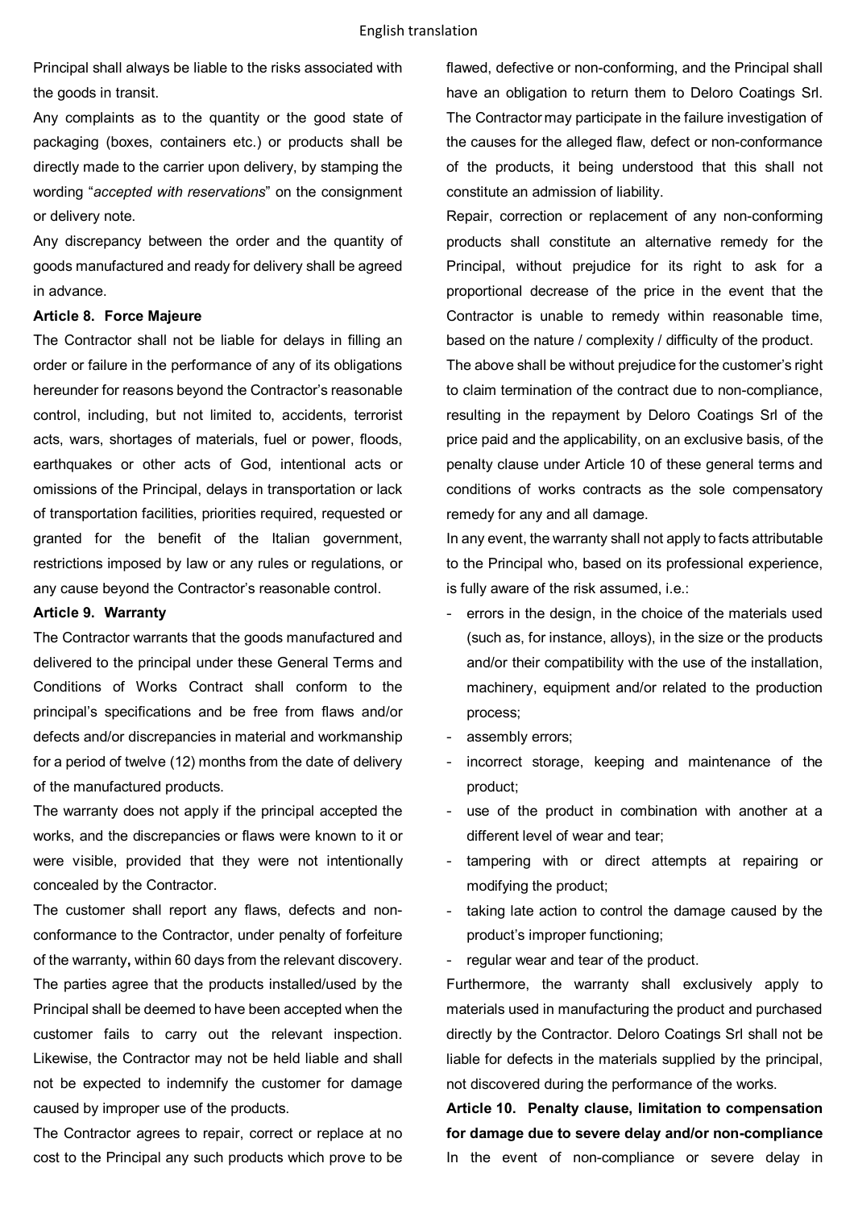Principal shall always be liable to the risks associated with the goods in transit.

Any complaints as to the quantity or the good state of packaging (boxes, containers etc.) or products shall be directly made to the carrier upon delivery, by stamping the wording "*accepted with reservations*" on the consignment or delivery note.

Any discrepancy between the order and the quantity of goods manufactured and ready for delivery shall be agreed in advance.

**Article 8. Force Majeure**

The Contractor shall not be liable for delays in filling an order or failure in the performance of any of its obligations hereunder for reasons beyond the Contractor's reasonable control, including, but not limited to, accidents, terrorist acts, wars, shortages of materials, fuel or power, floods, earthquakes or other acts of God, intentional acts or omissions of the Principal, delays in transportation or lack of transportation facilities, priorities required, requested or granted for the benefit of the Italian government, restrictions imposed by law or any rules or regulations, or any cause beyond the Contractor's reasonable control.

**Article 9. Warranty**

The Contractor warrants that the goods manufactured and delivered to the principal under these General Terms and Conditions of Works Contract shall conform to the principal's specifications and be free from flaws and/or defects and/or discrepancies in material and workmanship for a period of twelve (12) months from the date of delivery of the manufactured products.

The warranty does not apply if the principal accepted the works, and the discrepancies or flaws were known to it or were visible, provided that they were not intentionally concealed by the Contractor.

The customer shall report any flaws, defects and non-conformance to the Contractor, under penalty of forfeiture of the warranty**,** within 60 days from the relevant discovery. The parties agree that the products installed/used by the Principal shall be deemed to have been accepted when the customer fails to carry out the relevant inspection. Likewise, the Contractor may not be held liable and shall not be expected to indemnify the customer for damage caused by improper use of the products.

The Contractor agrees to repair, correct or replace at no cost to the Principal any such products which prove to be flawed, defective or non-conforming, and the Principal shall have an obligation to return them to Deloro Coatings Srl. The Contractor may participate in the failure investigation of the causes for the alleged flaw, defect or non-conformance of the products, it being understood that this shall not constitute an admission of liability.

Repair, correction or replacement of any non-conforming products shall constitute an alternative remedy for the Principal, without prejudice for its right to ask for a proportional decrease of the price in the event that the Contractor is unable to remedy within reasonable time, based on the nature / complexity / difficulty of the product.

The above shall be without prejudice for the customer's right to claim termination of the contract due to non-compliance, resulting in the repayment by Deloro Coatings Srl of the price paid and the applicability, on an exclusive basis, of the penalty clause under Article 10 of these general terms and conditions of works contracts as the sole compensatory remedy for any and all damage.

In any event, the warranty shall not apply to facts attributable to the Principal who, based on its professional experience, is fully aware of the risk assumed, i.e.:

- errors in the design, in the choice of the materials used (such as, for instance, alloys), in the size or the products and/or their compatibility with the use of the installation, machinery, equipment and/or related to the production process;
- assembly errors;
- incorrect storage, keeping and maintenance of the product;
- use of the product in combination with another at a different level of wear and tear;
- tampering with or direct attempts at repairing or modifying the product;
- taking late action to control the damage caused by the product's improper functioning;
- regular wear and tear of the product.

Furthermore, the warranty shall exclusively apply to materials used in manufacturing the product and purchased directly by the Contractor. Deloro Coatings Srl shall not be liable for defects in the materials supplied by the principal, not discovered during the performance of the works.

**Article 10. Penalty clause, limitation to compensation for damage due to severe delay and/or non-compliance**

In the event of non-compliance or severe delay in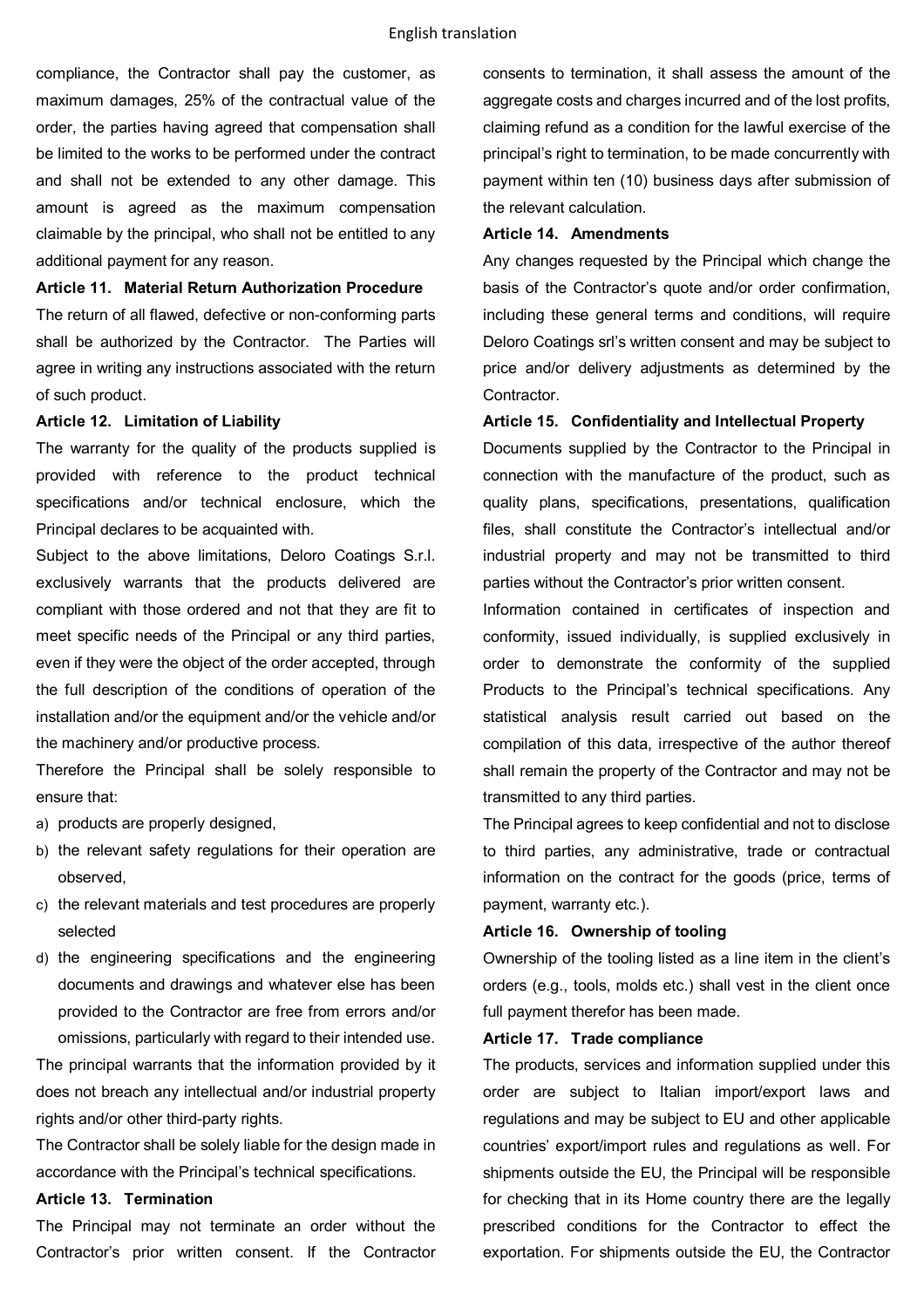compliance, the Contractor shall pay the customer, as maximum damages, 25% of the contractual value of the order, the parties having agreed that compensation shall be limited to the works to be performed under the contract and shall not be extended to any other damage. This amount is agreed as the maximum compensation claimable by the principal, who shall not be entitled to any additional payment for any reason.

**Article 11. Material Return Authorization Procedure**

The return of all flawed, defective or non-conforming parts shall be authorized by the Contractor. The Parties will agree in writing any instructions associated with the return of such product.

**Article 12. Limitation of Liability**

The warranty for the quality of the products supplied is provided with reference to the product technical specifications and/or technical enclosure, which the Principal declares to be acquainted with.

Subject to the above limitations, Deloro Coatings S.r.l. exclusively warrants that the products delivered are compliant with those ordered and not that they are fit to meet specific needs of the Principal or any third parties, even if they were the object of the order accepted, through the full description of the conditions of operation of the installation and/or the equipment and/or the vehicle and/or the machinery and/or productive process.

Therefore the Principal shall be solely responsible to ensure that:

a) products are properly designed,
b) the relevant safety regulations for their operation are observed,
c) the relevant materials and test procedures are properly selected
d) the engineering specifications and the engineering documents and drawings and whatever else has been provided to the Contractor are free from errors and/or omissions, particularly with regard to their intended use.

The principal warrants that the information provided by it does not breach any intellectual and/or industrial property rights and/or other third-party rights.

The Contractor shall be solely liable for the design made in accordance with the Principal's technical specifications.

**Article 13. Termination**

The Principal may not terminate an order without the Contractor's prior written consent. If the Contractor consents to termination, it shall assess the amount of the aggregate costs and charges incurred and of the lost profits, claiming refund as a condition for the lawful exercise of the principal's right to termination, to be made concurrently with payment within ten (10) business days after submission of the relevant calculation.

**Article 14. Amendments**

Any changes requested by the Principal which change the basis of the Contractor's quote and/or order confirmation, including these general terms and conditions, will require Deloro Coatings srl's written consent and may be subject to price and/or delivery adjustments as determined by the Contractor.

**Article 15. Confidentiality and Intellectual Property**

Documents supplied by the Contractor to the Principal in connection with the manufacture of the product, such as quality plans, specifications, presentations, qualification files, shall constitute the Contractor's intellectual and/or industrial property and may not be transmitted to third parties without the Contractor's prior written consent.

Information contained in certificates of inspection and conformity, issued individually, is supplied exclusively in order to demonstrate the conformity of the supplied Products to the Principal's technical specifications. Any statistical analysis result carried out based on the compilation of this data, irrespective of the author thereof shall remain the property of the Contractor and may not be transmitted to any third parties.

The Principal agrees to keep confidential and not to disclose to third parties, any administrative, trade or contractual information on the contract for the goods (price, terms of payment, warranty etc.).

**Article 16. Ownership of tooling**

Ownership of the tooling listed as a line item in the client's orders (e.g., tools, molds etc.) shall vest in the client once full payment therefor has been made.

**Article 17. Trade compliance**

The products, services and information supplied under this order are subject to Italian import/export laws and regulations and may be subject to EU and other applicable countries' export/import rules and regulations as well. For shipments outside the EU, the Principal will be responsible for checking that in its Home country there are the legally prescribed conditions for the Contractor to effect the exportation. For shipments outside the EU, the Contractor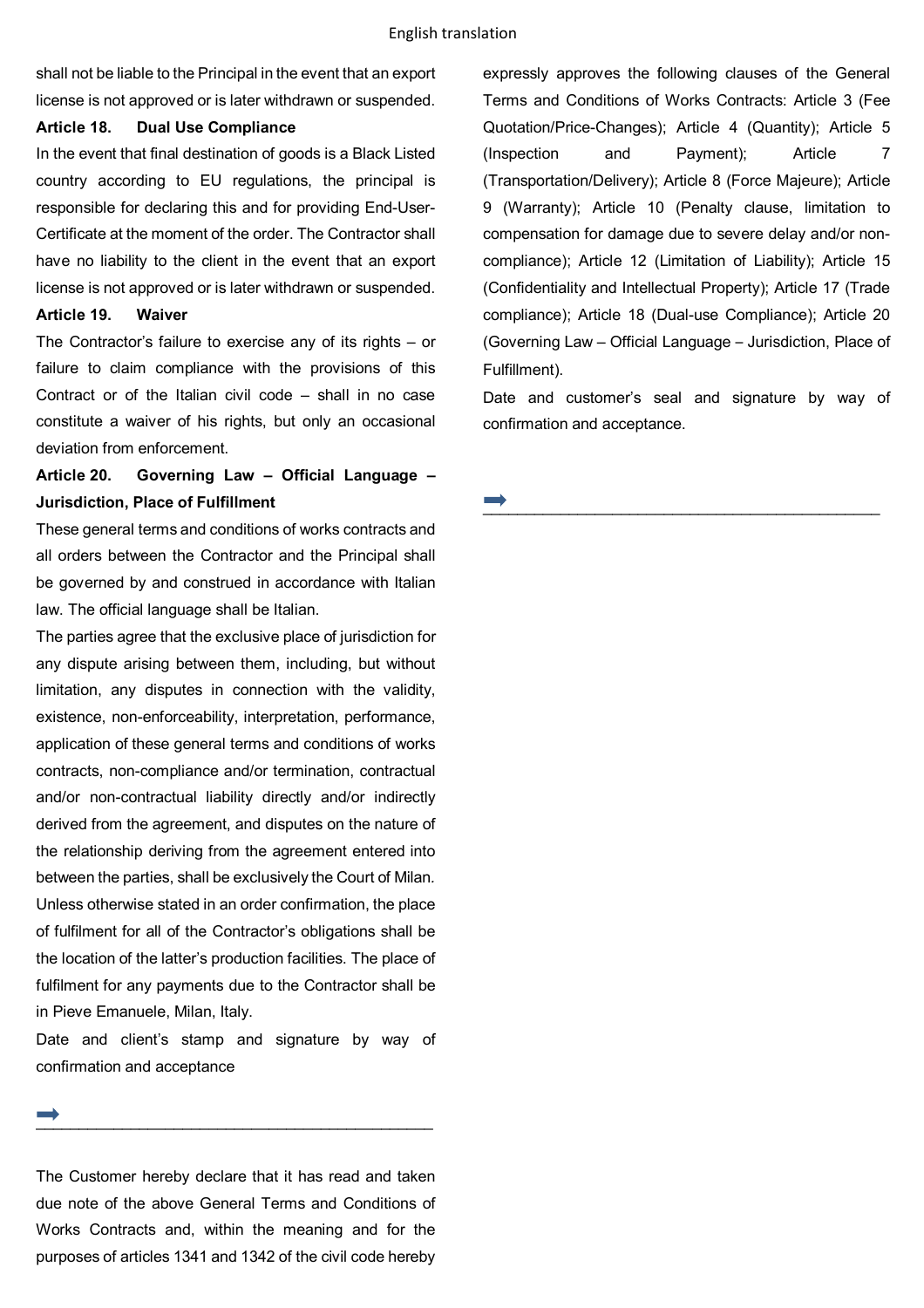shall not be liable to the Principal in the event that an export license is not approved or is later withdrawn or suspended.

**Article 18. Dual Use Compliance**

In the event that final destination of goods is a Black Listed country according to EU regulations, the principal is responsible for declaring this and for providing End-User-Certificate at the moment of the order. The Contractor shall have no liability to the client in the event that an export license is not approved or is later withdrawn or suspended.

**Article 19. Waiver**

The Contractor's failure to exercise any of its rights – or failure to claim compliance with the provisions of this Contract or of the Italian civil code – shall in no case constitute a waiver of his rights, but only an occasional deviation from enforcement.

**Article 20. Governing Law – Official Language – Jurisdiction, Place of Fulfillment**

These general terms and conditions of works contracts and all orders between the Contractor and the Principal shall be governed by and construed in accordance with Italian law. The official language shall be Italian.

The parties agree that the exclusive place of jurisdiction for any dispute arising between them, including, but without limitation, any disputes in connection with the validity, existence, non-enforceability, interpretation, performance, application of these general terms and conditions of works contracts, non-compliance and/or termination, contractual and/or non-contractual liability directly and/or indirectly derived from the agreement, and disputes on the nature of the relationship deriving from the agreement entered into between the parties, shall be exclusively the Court of Milan.

Unless otherwise stated in an order confirmation, the place of fulfilment for all of the Contractor's obligations shall be the location of the latter's production facilities. The place of fulfilment for any payments due to the Contractor shall be in Pieve Emanuele, Milan, Italy.

Date and client's stamp and signature by way of confirmation and acceptance

➡ ____________________________________________

The Customer hereby declare that it has read and taken due note of the above General Terms and Conditions of Works Contracts and, within the meaning and for the purposes of articles 1341 and 1342 of the civil code hereby expressly approves the following clauses of the General Terms and Conditions of Works Contracts: Article 3 (Fee Quotation/Price-Changes); Article 4 (Quantity); Article 5 (Inspection and Payment); Article 7 (Transportation/Delivery); Article 8 (Force Majeure); Article 9 (Warranty); Article 10 (Penalty clause, limitation to compensation for damage due to severe delay and/or non-compliance); Article 12 (Limitation of Liability); Article 15 (Confidentiality and Intellectual Property); Article 17 (Trade compliance); Article 18 (Dual-use Compliance); Article 20 (Governing Law – Official Language – Jurisdiction, Place of Fulfillment).

Date and customer's seal and signature by way of confirmation and acceptance.

➡ ____________________________________________